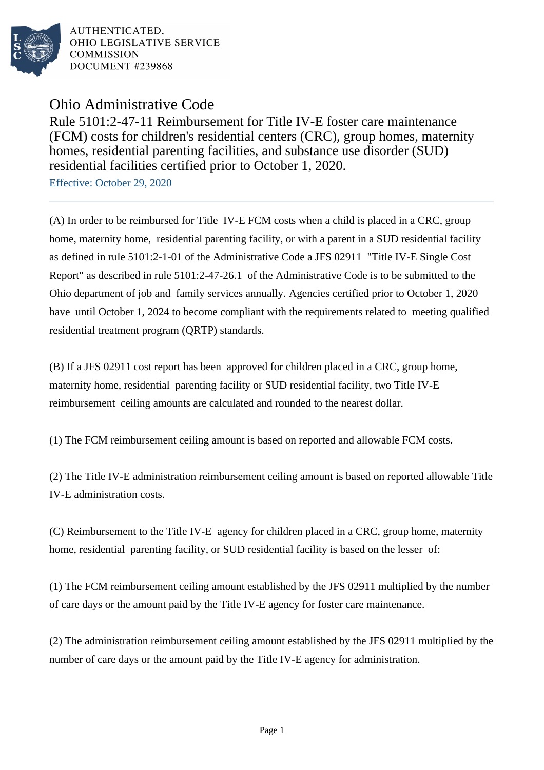AUTHENTICATED,
OHIO LEGISLATIVE SERVICE
COMMISSION
DOCUMENT #239868

# Ohio Administrative Code

## Rule 5101:2-47-11 Reimbursement for Title IV-E foster care maintenance (FCM) costs for children's residential centers (CRC), group homes, maternity homes, residential parenting facilities, and substance use disorder (SUD) residential facilities certified prior to October 1, 2020.

Effective: October 29, 2020

(A) In order to be reimbursed for Title IV-E FCM costs when a child is placed in a CRC, group home, maternity home, residential parenting facility, or with a parent in a SUD residential facility as defined in rule 5101:2-1-01 of the Administrative Code a JFS 02911 "Title IV-E Single Cost Report" as described in rule 5101:2-47-26.1 of the Administrative Code is to be submitted to the Ohio department of job and family services annually. Agencies certified prior to October 1, 2020 have until October 1, 2024 to become compliant with the requirements related to meeting qualified residential treatment program (QRTP) standards.

(B) If a JFS 02911 cost report has been approved for children placed in a CRC, group home, maternity home, residential parenting facility or SUD residential facility, two Title IV-E reimbursement ceiling amounts are calculated and rounded to the nearest dollar.

(1) The FCM reimbursement ceiling amount is based on reported and allowable FCM costs.

(2) The Title IV-E administration reimbursement ceiling amount is based on reported allowable Title IV-E administration costs.

(C) Reimbursement to the Title IV-E agency for children placed in a CRC, group home, maternity home, residential parenting facility, or SUD residential facility is based on the lesser of:

(1) The FCM reimbursement ceiling amount established by the JFS 02911 multiplied by the number of care days or the amount paid by the Title IV-E agency for foster care maintenance.

(2) The administration reimbursement ceiling amount established by the JFS 02911 multiplied by the number of care days or the amount paid by the Title IV-E agency for administration.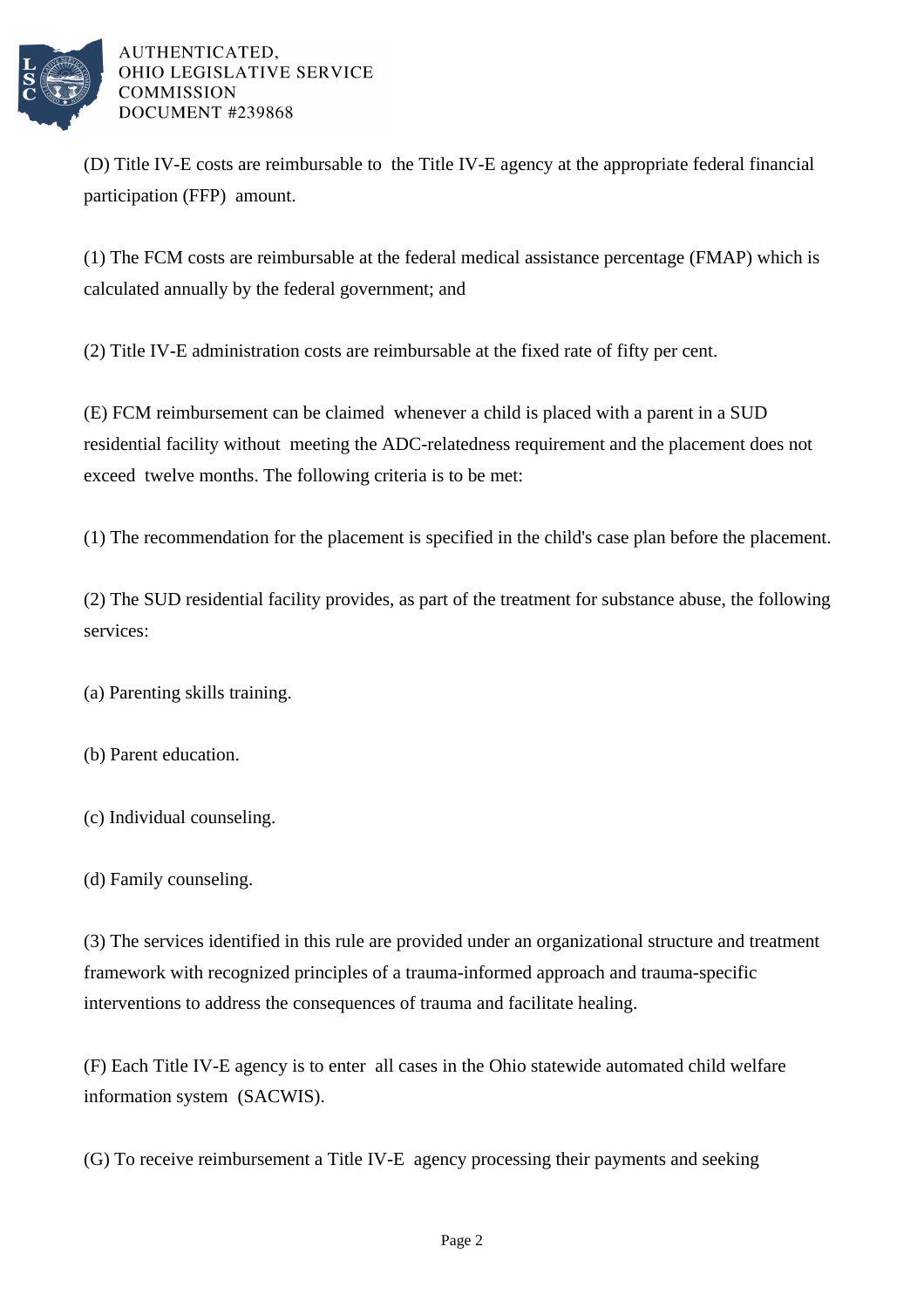(D) Title IV-E costs are reimbursable to the Title IV-E agency at the appropriate federal financial participation (FFP) amount.

(1) The FCM costs are reimbursable at the federal medical assistance percentage (FMAP) which is calculated annually by the federal government; and

(2) Title IV-E administration costs are reimbursable at the fixed rate of fifty per cent.

(E) FCM reimbursement can be claimed whenever a child is placed with a parent in a SUD residential facility without meeting the ADC-relatedness requirement and the placement does not exceed twelve months. The following criteria is to be met:

(1) The recommendation for the placement is specified in the child's case plan before the placement.

(2) The SUD residential facility provides, as part of the treatment for substance abuse, the following services:

(a) Parenting skills training.

(b) Parent education.

(c) Individual counseling.

(d) Family counseling.

(3) The services identified in this rule are provided under an organizational structure and treatment framework with recognized principles of a trauma-informed approach and trauma-specific interventions to address the consequences of trauma and facilitate healing.

(F) Each Title IV-E agency is to enter all cases in the Ohio statewide automated child welfare information system (SACWIS).

(G) To receive reimbursement a Title IV-E agency processing their payments and seeking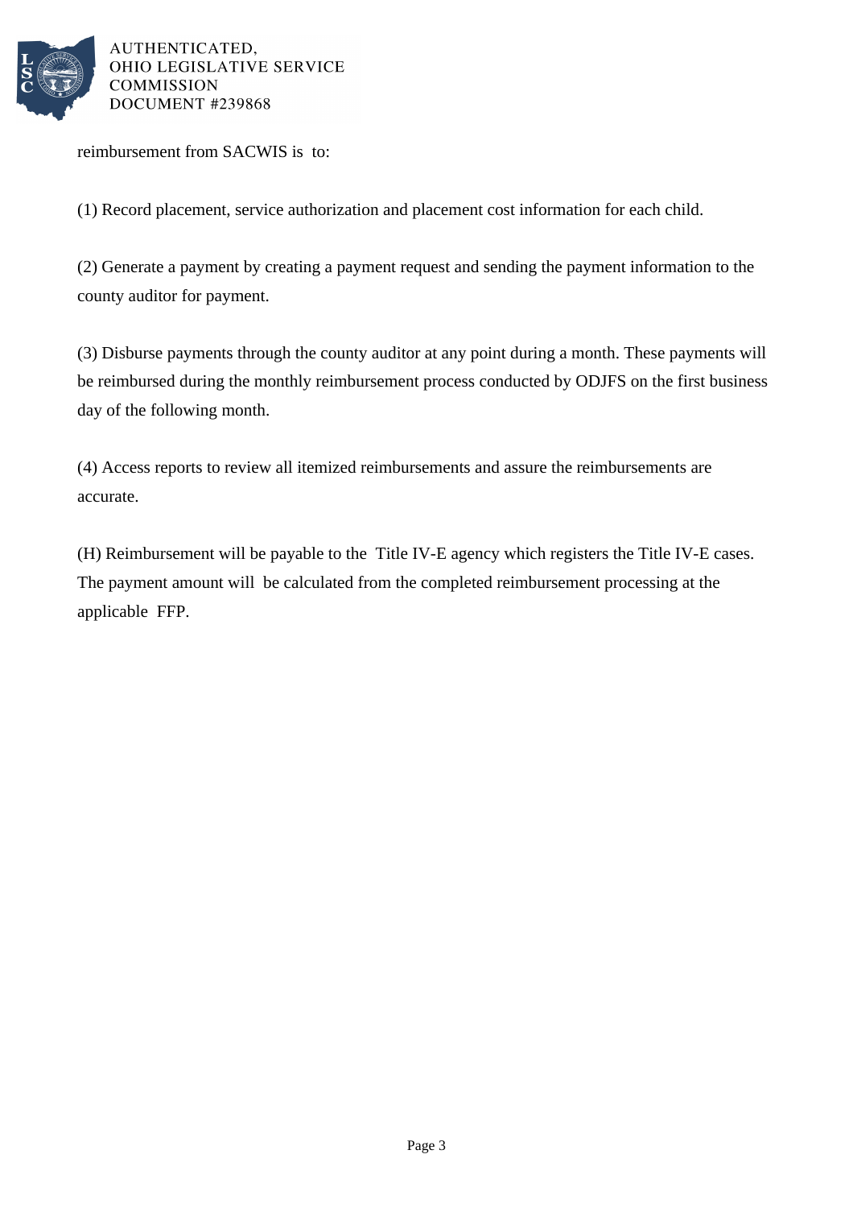reimbursement from SACWIS is to:

(1) Record placement, service authorization and placement cost information for each child.

(2) Generate a payment by creating a payment request and sending the payment information to the county auditor for payment.

(3) Disburse payments through the county auditor at any point during a month. These payments will be reimbursed during the monthly reimbursement process conducted by ODJFS on the first business day of the following month.

(4) Access reports to review all itemized reimbursements and assure the reimbursements are accurate.

(H) Reimbursement will be payable to the Title IV-E agency which registers the Title IV-E cases. The payment amount will be calculated from the completed reimbursement processing at the applicable FFP.